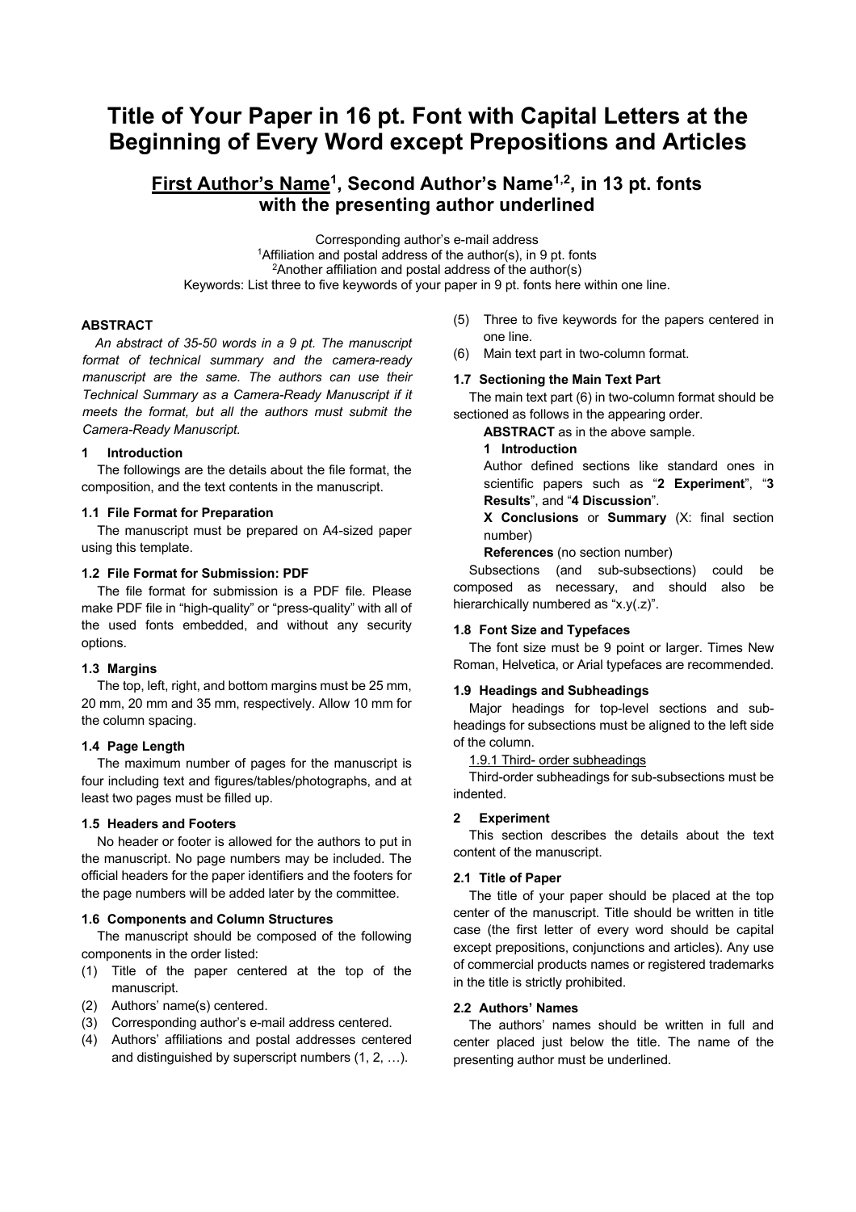# Title of Your Paper in 16 pt. Font with Capital Letters at the Beginning of Every Word except Prepositions and Articles

## <u>First Author's Name</u>[1], Second Author's Name[1,2], in 13 pt. fonts with the presenting author underlined

Corresponding author's e-mail address
[1]Affiliation and postal address of the author(s), in 9 pt. fonts
[2]Another affiliation and postal address of the author(s)
Keywords: List three to five keywords of your paper in 9 pt. fonts here within one line.

**ABSTRACT**

*An abstract of 35-50 words in a 9 pt. The manuscript format of technical summary and the camera-ready manuscript are the same. The authors can use their Technical Summary as a Camera-Ready Manuscript if it meets the format, but all the authors must submit the Camera-Ready Manuscript.*

### 1 Introduction

The followings are the details about the file format, the composition, and the text contents in the manuscript.

#### 1.1 File Format for Preparation

The manuscript must be prepared on A4-sized paper using this template.

#### 1.2 File Format for Submission: PDF

The file format for submission is a PDF file. Please make PDF file in "high-quality" or "press-quality" with all of the used fonts embedded, and without any security options.

#### 1.3 Margins

The top, left, right, and bottom margins must be 25 mm, 20 mm, 20 mm and 35 mm, respectively. Allow 10 mm for the column spacing.

#### 1.4 Page Length

The maximum number of pages for the manuscript is four including text and figures/tables/photographs, and at least two pages must be filled up.

#### 1.5 Headers and Footers

No header or footer is allowed for the authors to put in the manuscript. No page numbers may be included. The official headers for the paper identifiers and the footers for the page numbers will be added later by the committee.

#### 1.6 Components and Column Structures

The manuscript should be composed of the following components in the order listed:

(1) Title of the paper centered at the top of the manuscript.
(2) Authors' name(s) centered.
(3) Corresponding author's e-mail address centered.
(4) Authors' affiliations and postal addresses centered and distinguished by superscript numbers (1, 2, …).
(5) Three to five keywords for the papers centered in one line.
(6) Main text part in two-column format.

#### 1.7 Sectioning the Main Text Part

The main text part (6) in two-column format should be sectioned as follows in the appearing order.

> **ABSTRACT** as in the above sample.
>
> **1 Introduction**
>
> Author defined sections like standard ones in scientific papers such as "**2 Experiment**", "**3 Results**", and "**4 Discussion**".
>
> **X Conclusions** or **Summary** (X: final section number)
>
> **References** (no section number)

Subsections (and sub-subsections) could be composed as necessary, and should also be hierarchically numbered as "x.y(.z)".

#### 1.8 Font Size and Typefaces

The font size must be 9 point or larger. Times New Roman, Helvetica, or Arial typefaces are recommended.

#### 1.9 Headings and Subheadings

Major headings for top-level sections and sub-headings for subsections must be aligned to the left side of the column.

<u>1.9.1 Third- order subheadings</u>

Third-order subheadings for sub-subsections must be indented.

### 2 Experiment

This section describes the details about the text content of the manuscript.

#### 2.1 Title of Paper

The title of your paper should be placed at the top center of the manuscript. Title should be written in title case (the first letter of every word should be capital except prepositions, conjunctions and articles). Any use of commercial products names or registered trademarks in the title is strictly prohibited.

#### 2.2 Authors' Names

The authors' names should be written in full and center placed just below the title. The name of the presenting author must be underlined.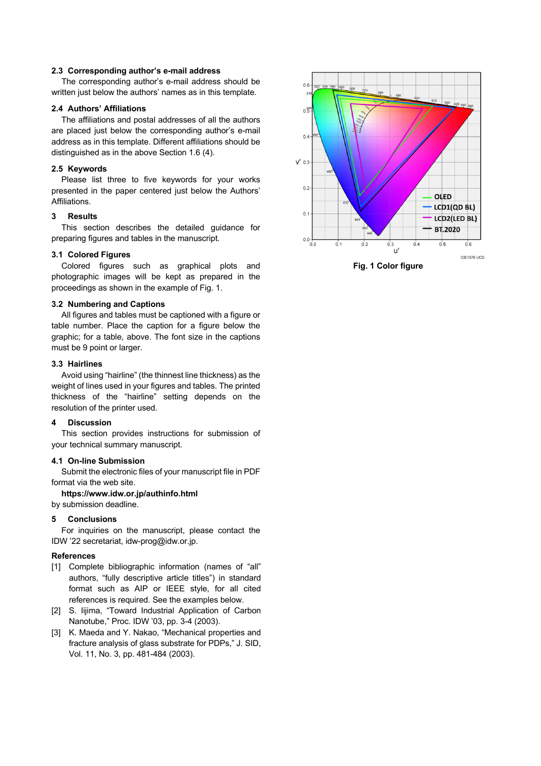### 2.3 Corresponding author's e-mail address

The corresponding author's e-mail address should be written just below the authors' names as in this template.

### 2.4 Authors' Affiliations

The affiliations and postal addresses of all the authors are placed just below the corresponding author's e-mail address as in this template. Different affiliations should be distinguished as in the above Section 1.6 (4).

### 2.5 Keywords

Please list three to five keywords for your works presented in the paper centered just below the Authors' Affiliations.

## 3 Results

This section describes the detailed guidance for preparing figures and tables in the manuscript.

### 3.1 Colored Figures

Colored figures such as graphical plots and photographic images will be kept as prepared in the proceedings as shown in the example of Fig. 1.

### 3.2 Numbering and Captions

All figures and tables must be captioned with a figure or table number. Place the caption for a figure below the graphic; for a table, above. The font size in the captions must be 9 point or larger.

### 3.3 Hairlines

Avoid using "hairline" (the thinnest line thickness) as the weight of lines used in your figures and tables. The printed thickness of the "hairline" setting depends on the resolution of the printer used.

## 4 Discussion

This section provides instructions for submission of your technical summary manuscript.

### 4.1 On-line Submission

Submit the electronic files of your manuscript file in PDF format via the web site.

**https://www.idw.or.jp/authinfo.html**

by submission deadline.

## 5 Conclusions

For inquiries on the manuscript, please contact the IDW '22 secretariat, idw-prog@idw.or.jp.

## References

[1] Complete bibliographic information (names of "all" authors, "fully descriptive article titles") in standard format such as AIP or IEEE style, for all cited references is required. See the examples below.

[2] S. Iijima, "Toward Industrial Application of Carbon Nanotube," Proc. IDW '03, pp. 3-4 (2003).

[3] K. Maeda and Y. Nakao, "Mechanical properties and fracture analysis of glass substrate for PDPs," J. SID, Vol. 11, No. 3, pp. 481-484 (2003).

v'

u'

OLED

LCD1(QD BL)

LCD2(LED BL)

BT.2020

CIE1976 UCS

**Fig. 1 Color figure**